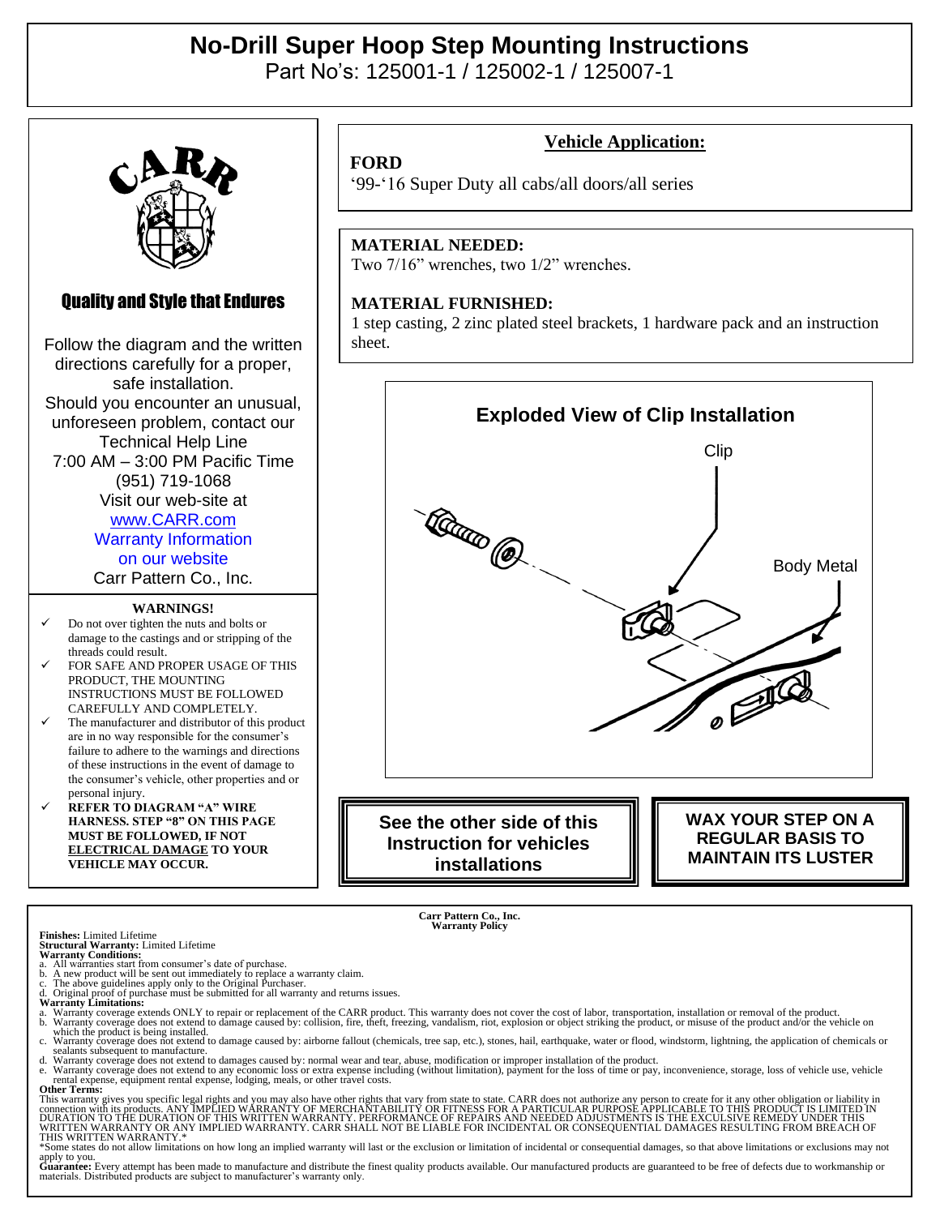# No-Drill Super Hoop Step Mounting Instructions

Part No's: 125001-1 / 125002-1 / 125007-1

CARR

**Quality and Style that Endures**

Follow the diagram and the written directions carefully for a proper, safe installation.
Should you encounter an unusual, unforeseen problem, contact our Technical Help Line
7:00 AM – 3:00 PM Pacific Time
(951) 719-1068
Visit our web-site at
www.CARR.com
Warranty Information on our website
Carr Pattern Co., Inc.

**WARNINGS!**

- ✓ Do not over tighten the nuts and bolts or damage to the castings and or stripping of the threads could result.
- ✓ FOR SAFE AND PROPER USAGE OF THIS PRODUCT, THE MOUNTING INSTRUCTIONS MUST BE FOLLOWED CAREFULLY AND COMPLETELY.
- ✓ The manufacturer and distributor of this product are in no way responsible for the consumer's failure to adhere to the warnings and directions of these instructions in the event of damage to the consumer's vehicle, other properties and or personal injury.
- ✓ **REFER TO DIAGRAM "A" WIRE HARNESS. STEP "8" ON THIS PAGE MUST BE FOLLOWED, IF NOT <u>ELECTRICAL DAMAGE</u> TO YOUR VEHICLE MAY OCCUR.**

## Vehicle Application:

**FORD**
'99-'16 Super Duty all cabs/all doors/all series

**MATERIAL NEEDED:**
Two 7/16" wrenches, two 1/2" wrenches.

**MATERIAL FURNISHED:**
1 step casting, 2 zinc plated steel brackets, 1 hardware pack and an instruction sheet.

**Exploded View of Clip Installation**

Clip

Body Metal

**See the other side of this Instruction for vehicles installations**

**WAX YOUR STEP ON A REGULAR BASIS TO MAINTAIN ITS LUSTER**

**Carr Pattern Co., Inc.**
**Warranty Policy**

**Finishes:** Limited Lifetime
**Structural Warranty:** Limited Lifetime
**Warranty Conditions:**
a. All warranties start from consumer's date of purchase.
b. A new product will be sent out immediately to replace a warranty claim.
c. The above guidelines apply only to the Original Purchaser.
d. Original proof of purchase must be submitted for all warranty and returns issues.

**Warranty Limitations:**
a. Warranty coverage extends ONLY to repair or replacement of the CARR product. This warranty does not cover the cost of labor, transportation, installation or removal of the product.
b. Warranty coverage does not extend to damage caused by: collision, fire, theft, freezing, vandalism, riot, explosion or object striking the product, or misuse of the product and/or the vehicle on which the product is being installed.
c. Warranty coverage does not extend to damage caused by: airborne fallout (chemicals, tree sap, etc.), stones, hail, earthquake, water or flood, windstorm, lightning, the application of chemicals or sealants subsequent to manufacture.
d. Warranty coverage does not extend to damages caused by: normal wear and tear, abuse, modification or improper installation of the product.
e. Warranty coverage does not extend to any economic loss or extra expense including (without limitation), payment for the loss of time or pay, inconvenience, storage, loss of vehicle use, vehicle rental expense, equipment rental expense, lodging, meals, or other travel costs.

**Other Terms:**
This warranty gives you specific legal rights and you may also have other rights that vary from state to state. CARR does not authorize any person to create for it any other obligation or liability in connection with its products. ANY IMPLIED WARRANTY OF MERCHANTABILITY OR FITNESS FOR A PARTICULAR PURPOSE APPLICABLE TO THIS PRODUCT IS LIMITED IN DURATION TO THE DURATION OF THIS WRITTEN WARRANTY. PERFORMANCE OF REPAIRS AND NEEDED ADJUSTMENTS IS THE EXCULSIVE REMEDY UNDER THIS WRITTEN WARRANTY OR ANY IMPLIED WARRANTY. CARR SHALL NOT BE LIABLE FOR INCIDENTAL OR CONSEQUENTIAL DAMAGES RESULTING FROM BREACH OF THIS WRITTEN WARRANTY.*
*Some states do not allow limitations on how long an implied warranty will last or the exclusion or limitation of incidental or consequential damages, so that above limitations or exclusions may not apply to you.
**Guarantee:** Every attempt has been made to manufacture and distribute the finest quality products available. Our manufactured products are guaranteed to be free of defects due to workmanship or materials. Distributed products are subject to manufacturer's warranty only.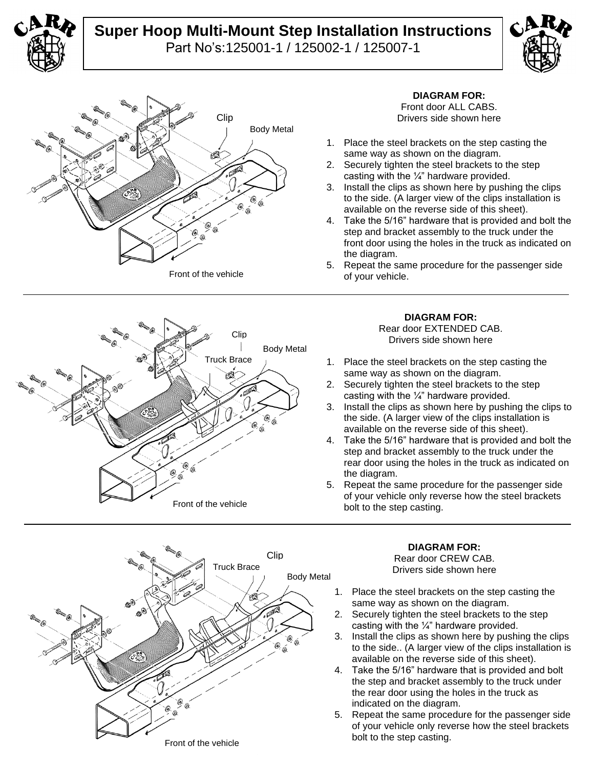# Super Hoop Multi-Mount Step Installation Instructions

Part No's:125001-1 / 125002-1 / 125007-1

Clip

Body Metal

Front of the vehicle

**DIAGRAM FOR:**
Front door ALL CABS.
Drivers side shown here

1. Place the steel brackets on the step casting the same way as shown on the diagram.
2. Securely tighten the steel brackets to the step casting with the ¼" hardware provided.
3. Install the clips as shown here by pushing the clips to the side. (A larger view of the clips installation is available on the reverse side of this sheet).
4. Take the 5/16" hardware that is provided and bolt the step and bracket assembly to the truck under the front door using the holes in the truck as indicated on the diagram.
5. Repeat the same procedure for the passenger side of your vehicle.

---

Clip

Truck Brace

Body Metal

Front of the vehicle

**DIAGRAM FOR:**
Rear door EXTENDED CAB.
Drivers side shown here

1. Place the steel brackets on the step casting the same way as shown on the diagram.
2. Securely tighten the steel brackets to the step casting with the ¼" hardware provided.
3. Install the clips as shown here by pushing the clips to the side. (A larger view of the clips installation is available on the reverse side of this sheet).
4. Take the 5/16" hardware that is provided and bolt the step and bracket assembly to the truck under the rear door using the holes in the truck as indicated on the diagram.
5. Repeat the same procedure for the passenger side of your vehicle only reverse how the steel brackets bolt to the step casting.

---

Clip

Truck Brace

Body Metal

Front of the vehicle

**DIAGRAM FOR:**
Rear door CREW CAB.
Drivers side shown here

1. Place the steel brackets on the step casting the same way as shown on the diagram.
2. Securely tighten the steel brackets to the step casting with the ¼" hardware provided.
3. Install the clips as shown here by pushing the clips to the side.. (A larger view of the clips installation is available on the reverse side of this sheet).
4. Take the 5/16" hardware that is provided and bolt the step and bracket assembly to the truck under the rear door using the holes in the truck as indicated on the diagram.
5. Repeat the same procedure for the passenger side of your vehicle only reverse how the steel brackets bolt to the step casting.